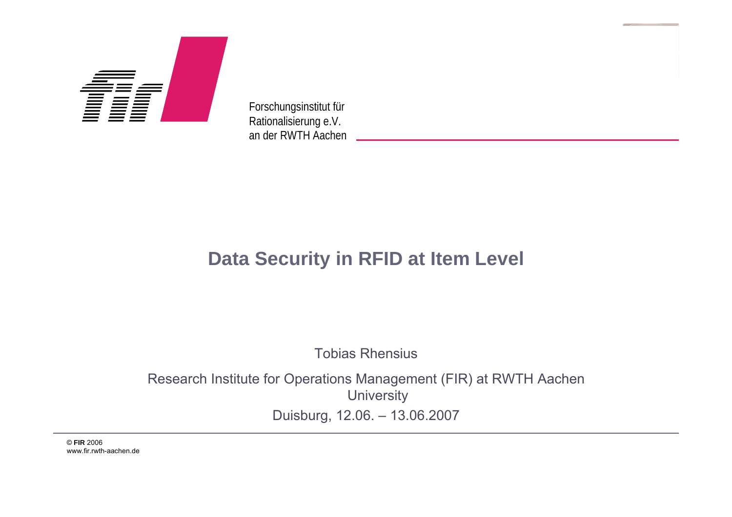Forschungsinstitut für
Rationalisierung e.V.
an der RWTH Aachen

# Data Security in RFID at Item Level

Tobias Rhensius

Research Institute for Operations Management (FIR) at RWTH Aachen University

Duisburg, 12.06. – 13.06.2007

© **FIR** 2006
www.fir.rwth-aachen.de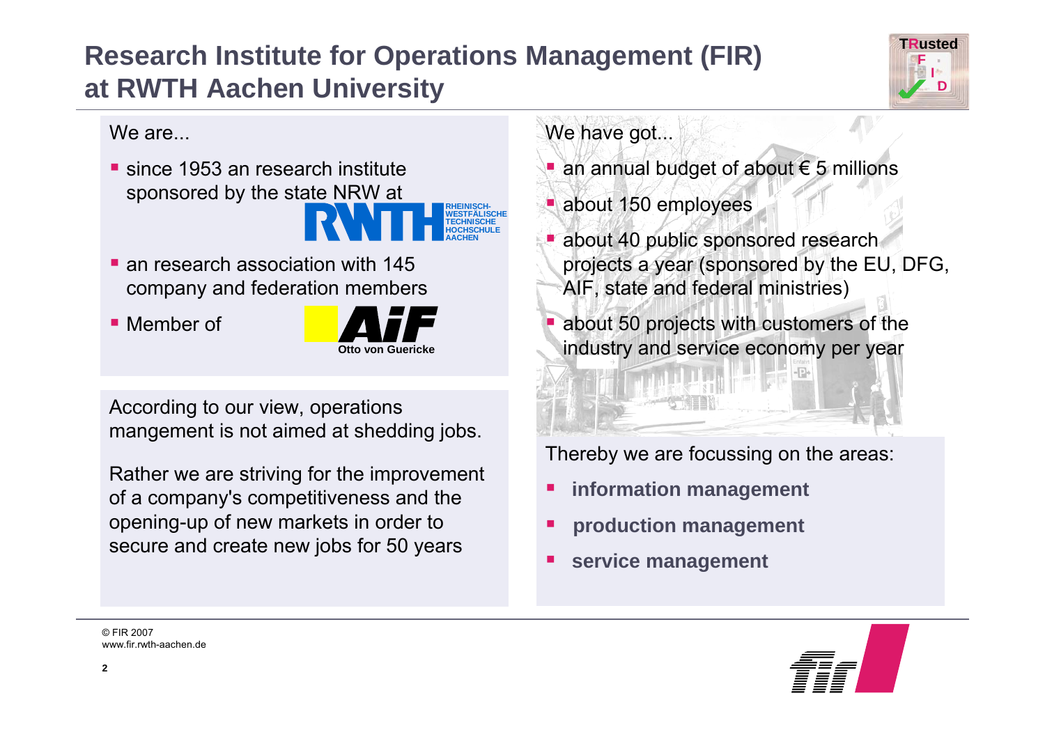# Research Institute for Operations Management (FIR) at RWTH Aachen University

We are...

- since 1953 an research institute sponsored by the state NRW at RWTH (Rheinisch-Westfälische Technische Hochschule Aachen)
- an research association with 145 company and federation members
- Member of AiF Otto von Guericke

According to our view, operations mangement is not aimed at shedding jobs.

Rather we are striving for the improvement of a company's competitiveness and the opening-up of new markets in order to secure and create new jobs for 50 years

We have got...

- an annual budget of about € 5 millions
- about 150 employees
- about 40 public sponsored research projects a year (sponsored by the EU, DFG, AIF, state and federal ministries)
- about 50 projects with customers of the industry and service economy per year

Thereby we are focussing on the areas:

- **information management**
- **production management**
- **service management**

© FIR 2007
www.fir.rwth-aachen.de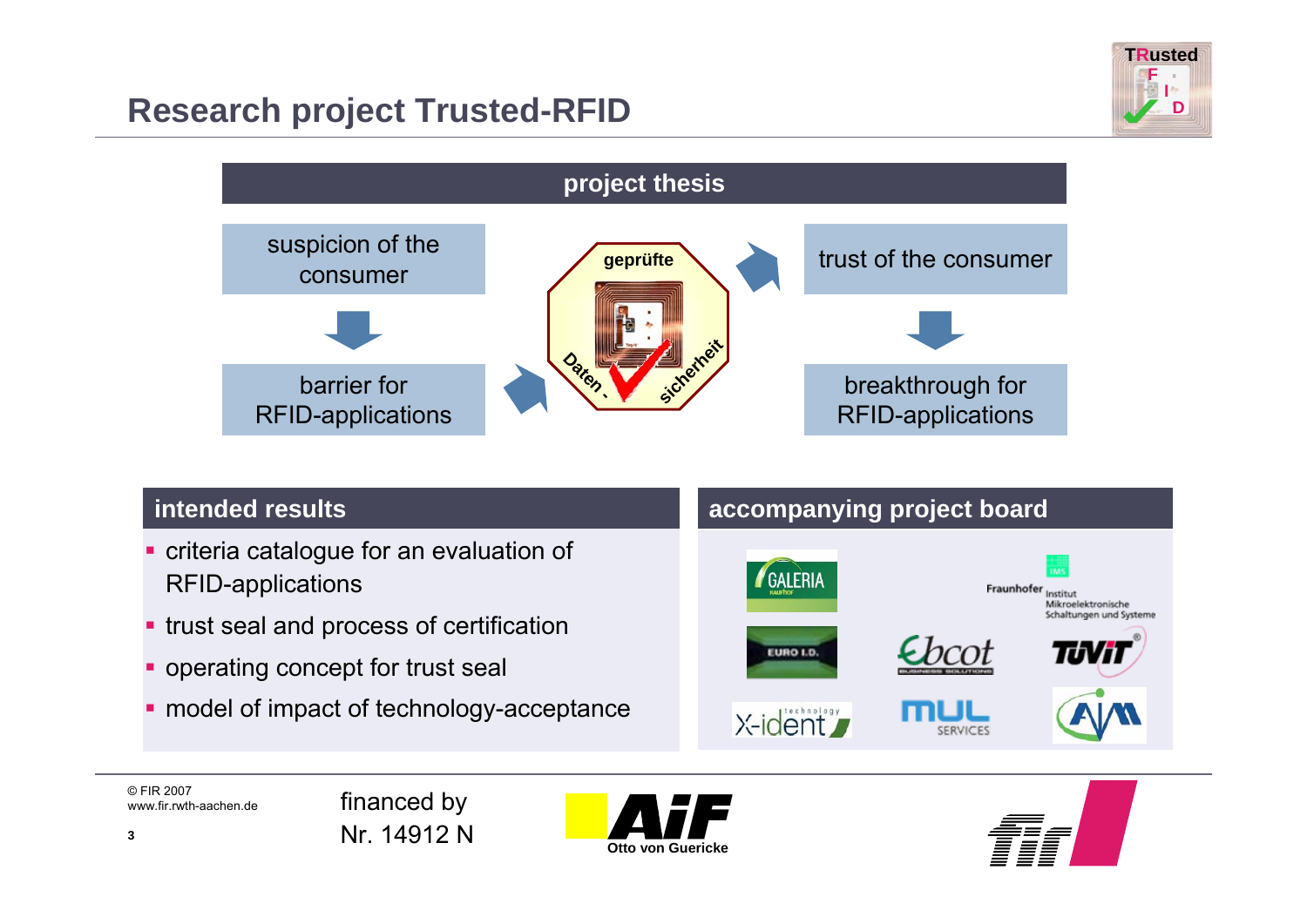# Research project Trusted-RFID

## project thesis

suspicion of the consumer

barrier for RFID-applications

geprüfte Daten - sicherheit

trust of the consumer

breakthrough for RFID-applications

## intended results

- criteria catalogue for an evaluation of RFID-applications
- trust seal and process of certification
- operating concept for trust seal
- model of impact of technology-acceptance

## accompanying project board

GALERIA Kaufhof, Fraunhofer Institut Mikroelektronische Schaltungen und Systeme, EURO I.D., Ebcot, TÜViT, X-ident technology, MUL Services, AIM

© FIR 2007
www.fir.rwth-aachen.de

financed by
Nr. 14912 N

AiF Otto von Guericke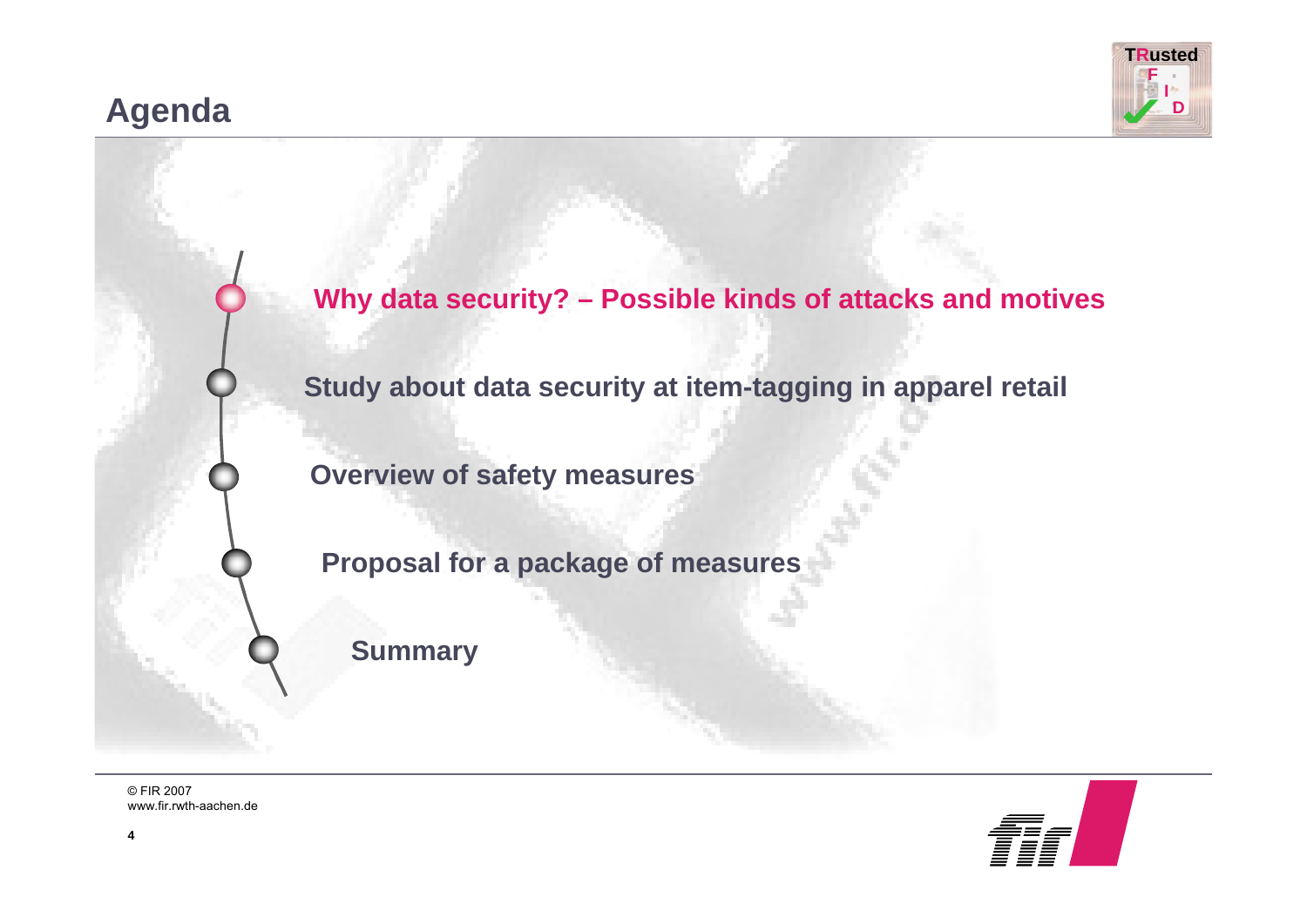# Agenda

- **Why data security? – Possible kinds of attacks and motives**
- **Study about data security at item-tagging in apparel retail**
- **Overview of safety measures**
- **Proposal for a package of measures**
- **Summary**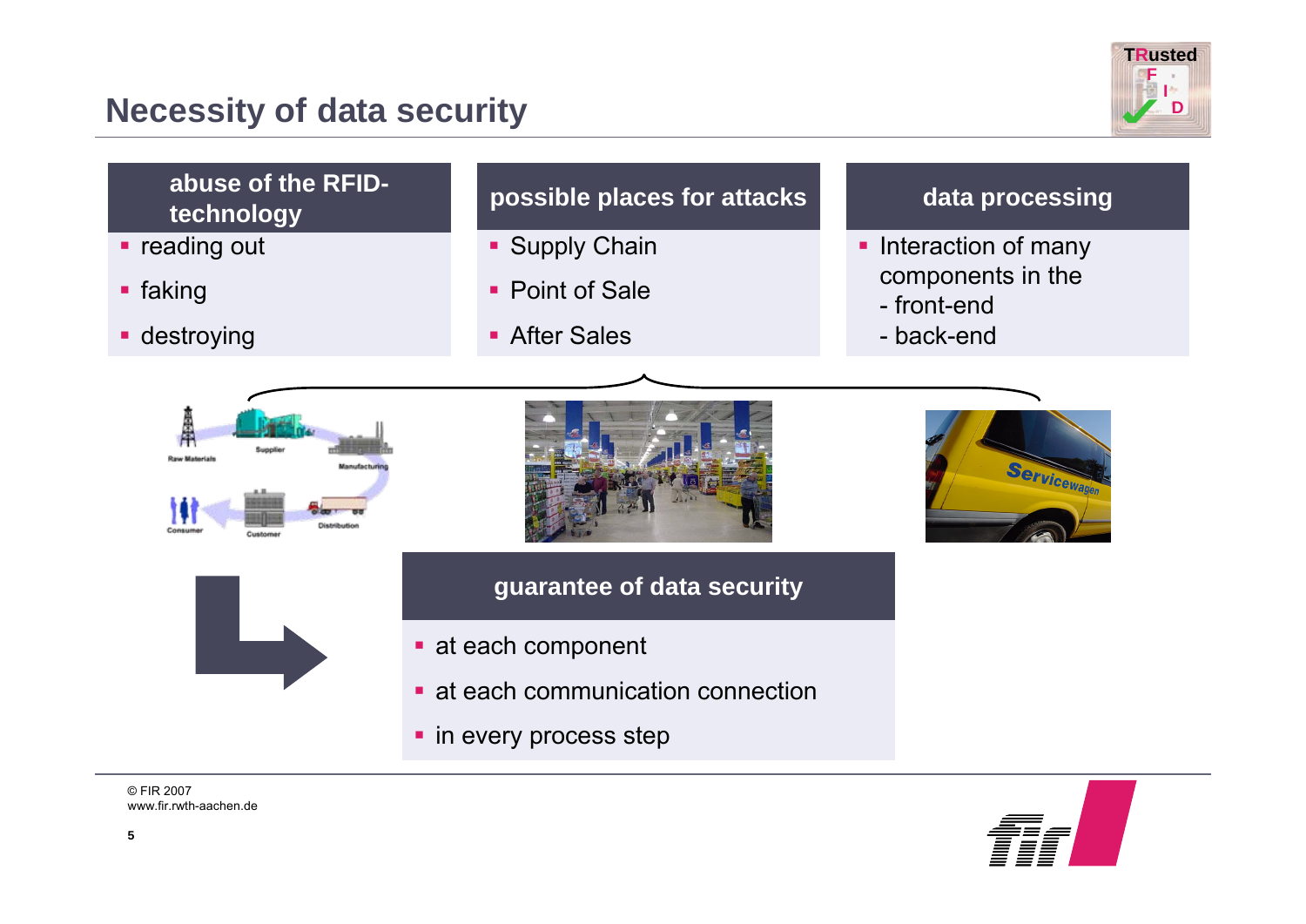# Necessity of data security

### abuse of the RFID-technology

- reading out
- faking
- destroying

### possible places for attacks

- Supply Chain
- Point of Sale
- After Sales

### data processing

- Interaction of many components in the
  - front-end
  - back-end

### guarantee of data security

- at each component
- at each communication connection
- in every process step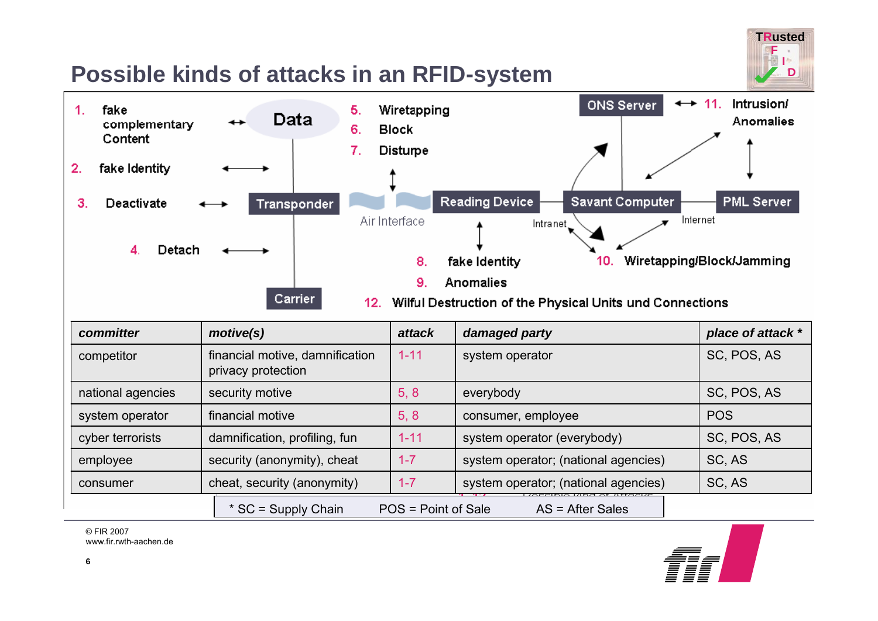# Possible kinds of attacks in an RFID-system

1. fake complementary Content
2. fake Identity
3. Deactivate
4. Detach
5. Wiretapping
6. Block
7. Disturpe
8. fake Identity
9. Anomalies
10. Wiretapping/Block/Jamming
11. Intrusion/ Anomalies
12. Wilful Destruction of the Physical Units und Connections

Data — Transponder — Carrier — Air Interface — Reading Device — Intranet — Savant Computer — ONS Server — Internet — PML Server

| *committer* | *motive(s)* | *attack* | *damaged party* | *place of attack \** |
|---|---|---|---|---|
| competitor | financial motive, damnification privacy protection | 1-11 | system operator | SC, POS, AS |
| national agencies | security motive | 5, 8 | everybody | SC, POS, AS |
| system operator | financial motive | 5, 8 | consumer, employee | POS |
| cyber terrorists | damnification, profiling, fun | 1-11 | system operator (everybody) | SC, POS, AS |
| employee | security (anonymity), cheat | 1-7 | system operator; (national agencies) | SC, AS |
| consumer | cheat, security (anonymity) | 1-7 | system operator; (national agencies) | SC, AS |

\* SC = Supply Chain   POS = Point of Sale   AS = After Sales

© FIR 2007
www.fir.rwth-aachen.de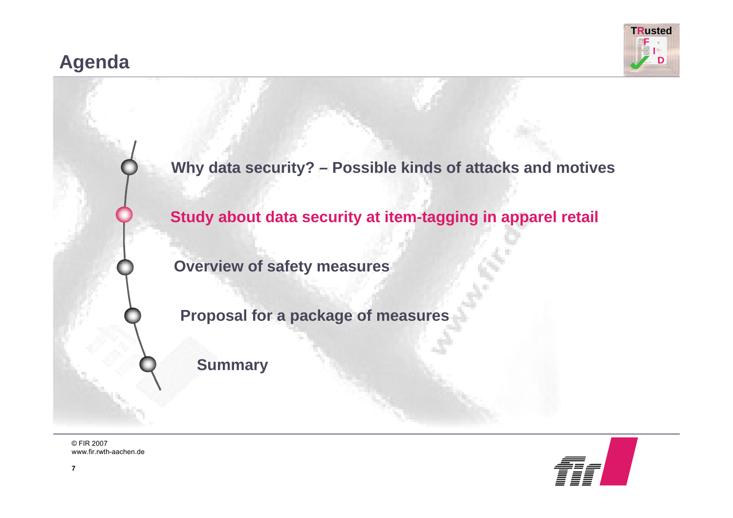# Agenda

- Why data security? – Possible kinds of attacks and motives
- **Study about data security at item-tagging in apparel retail**
- Overview of safety measures
- Proposal for a package of measures
- Summary

© FIR 2007
www.fir.rwth-aachen.de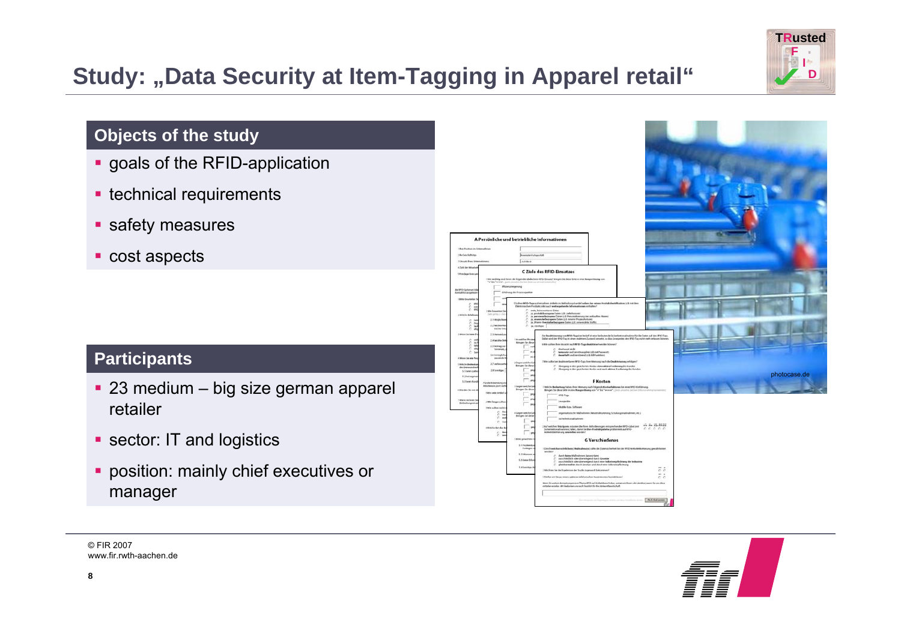# Study: „Data Security at Item-Tagging in Apparel retail“

## Objects of the study

- goals of the RFID-application
- technical requirements
- safety measures
- cost aspects

## Participants

- 23 medium – big size german apparel retailer
- sector: IT and logistics
- position: mainly chief executives or manager

photocase.de

© FIR 2007
www.fir.rwth-aachen.de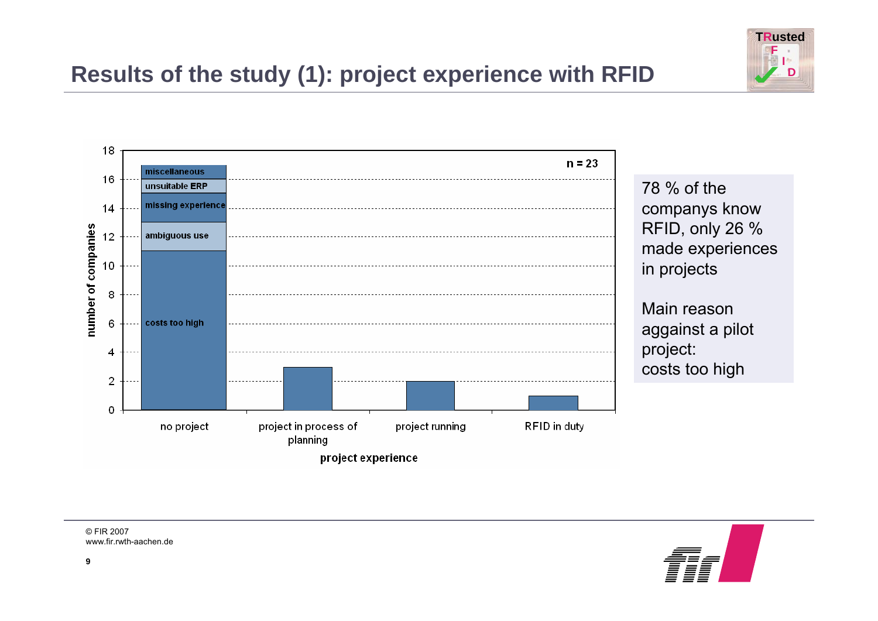# Results of the study (1): project experience with RFID

| project experience | number of companies |
|---|---|
| no project | 17 |
| project in process of planning | 3 |
| project running | 2 |
| RFID in duty | 1 |

n = 23

No project breakdown: costs too high (11), ambiguous use (2), missing experience (2), unsuitable ERP (1), miscellaneous (1)

78 % of the companys know RFID, only 26 % made experiences in projects

Main reason aggainst a pilot project: costs too high

© FIR 2007
www.fir.rwth-aachen.de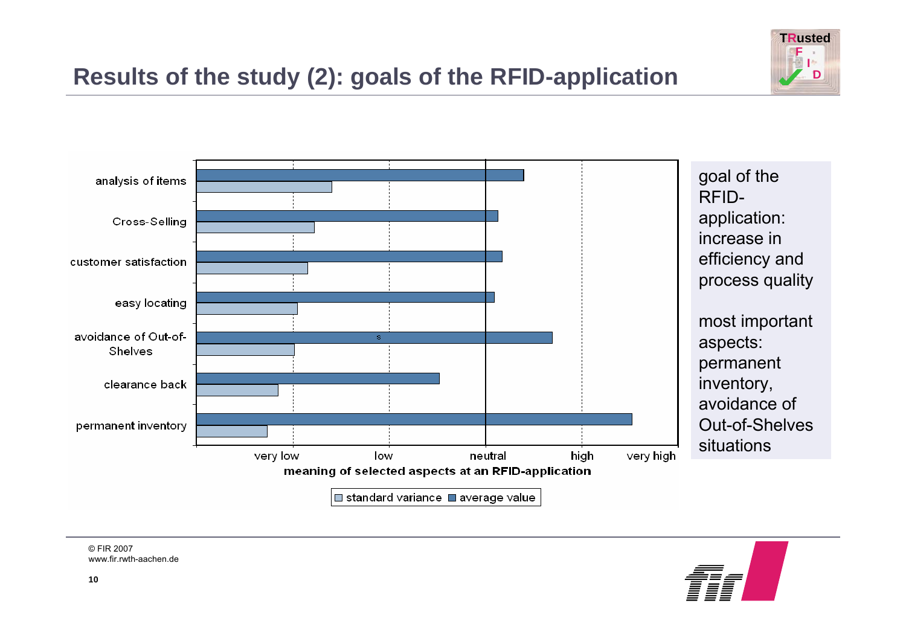# Results of the study (2): goals of the RFID-application

analysis of items

Cross-Selling

customer satisfaction

easy locating

avoidance of Out-of-Shelves

clearance back

permanent inventory

very low | low | neutral | high | very high

**meaning of selected aspects at an RFID-application**

standard variance | average value

goal of the RFID-application: increase in efficiency and process quality

most important aspects: permanent inventory, avoidance of Out-of-Shelves situations

© FIR 2007
www.fir.rwth-aachen.de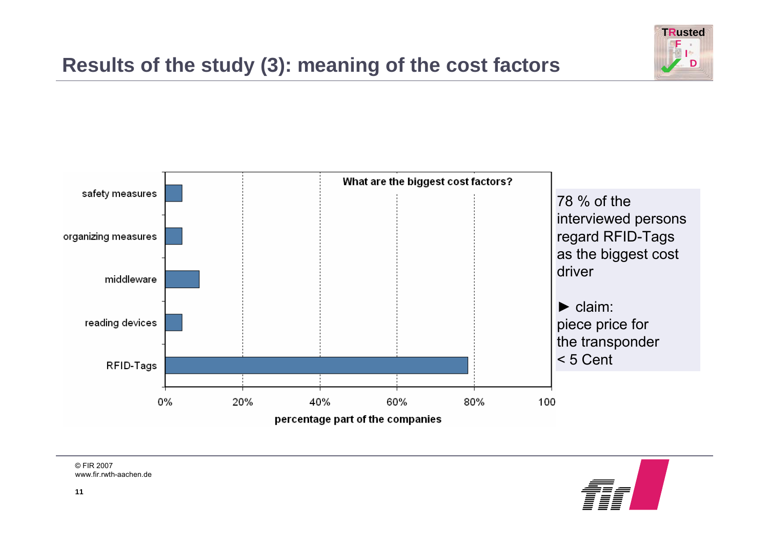# Results of the study (3): meaning of the cost factors

**What are the biggest cost factors?**

| Cost factor | percentage part of the companies |
|---|---|
| safety measures | ~4% |
| organizing measures | ~4% |
| middleware | ~9% |
| reading devices | ~4% |
| RFID-Tags | ~78% |

78 % of the interviewed persons regard RFID-Tags as the biggest cost driver

► claim:
piece price for the transponder < 5 Cent

© FIR 2007
www.fir.rwth-aachen.de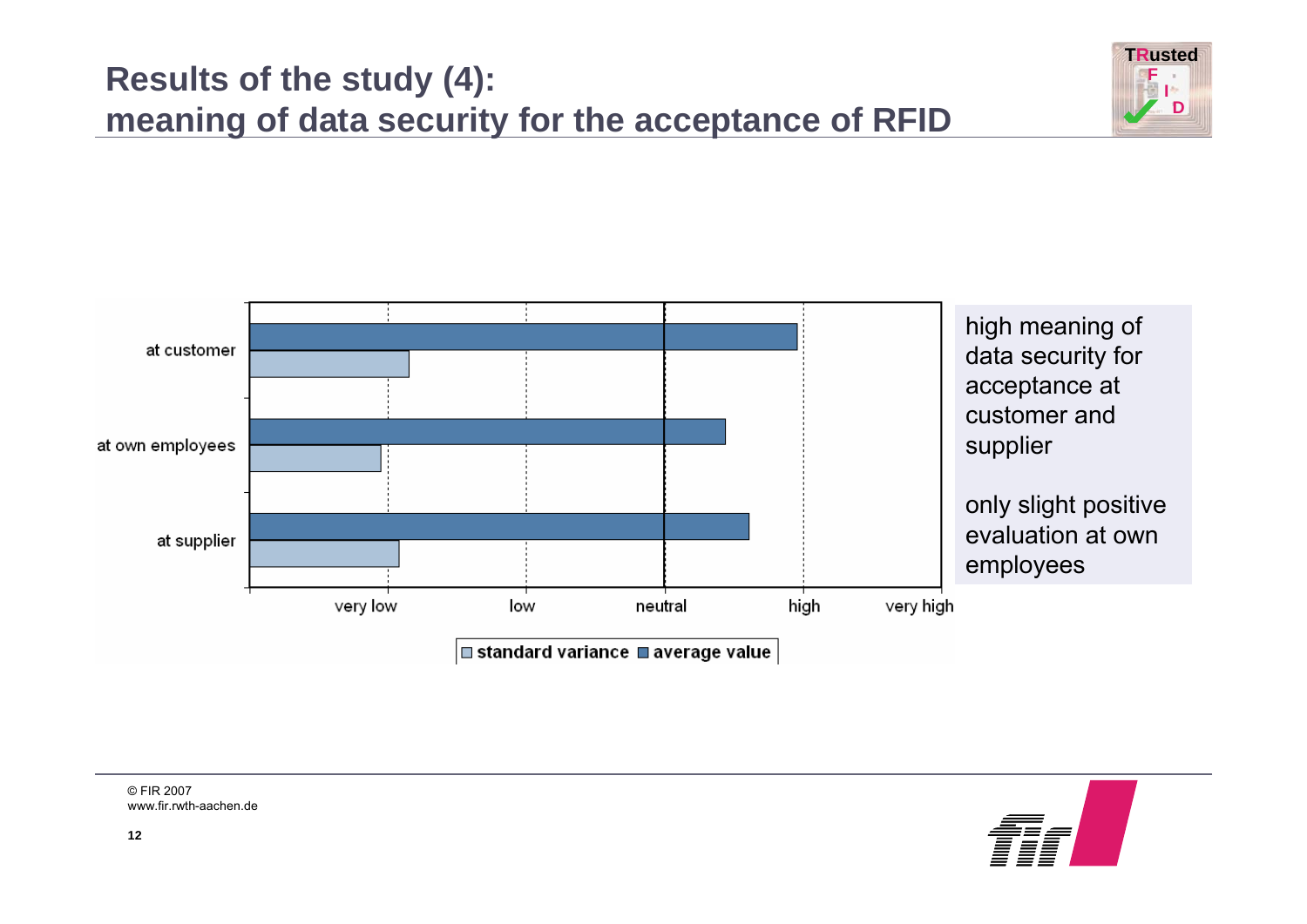# Results of the study (4): meaning of data security for the acceptance of RFID

at customer

at own employees

at supplier

very low | low | neutral | high | very high

standard variance | average value

high meaning of data security for acceptance at customer and supplier

only slight positive evaluation at own employees

© FIR 2007
www.fir.rwth-aachen.de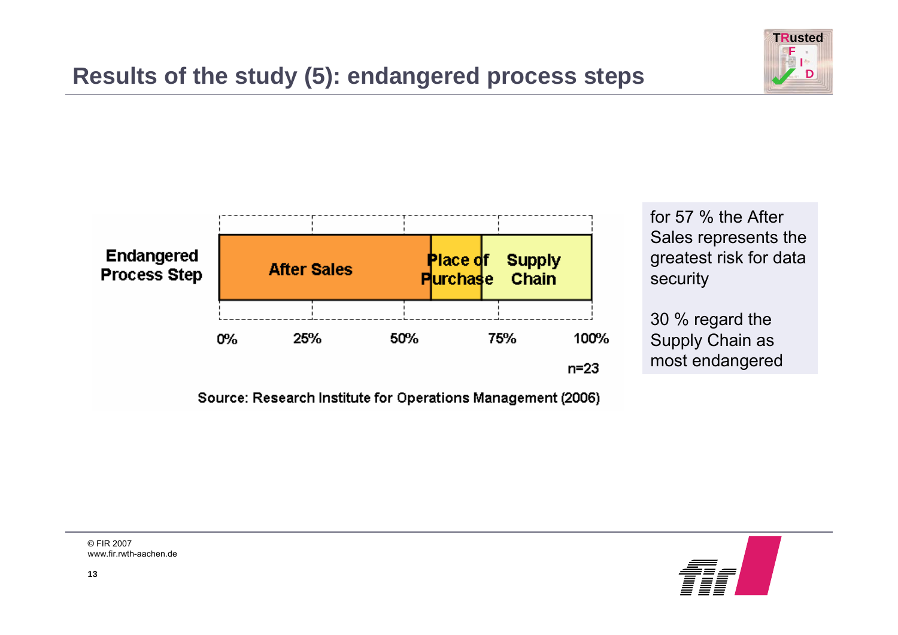# Results of the study (5): endangered process steps

| | After Sales | Place of Purchase | Supply Chain |
|---|---|---|---|
| Endangered Process Step | | | |

0% 25% 50% 75% 100%

n=23

Source: Research Institute for Operations Management (2006)

for 57 % the After Sales represents the greatest risk for data security

30 % regard the Supply Chain as most endangered

© FIR 2007
www.fir.rwth-aachen.de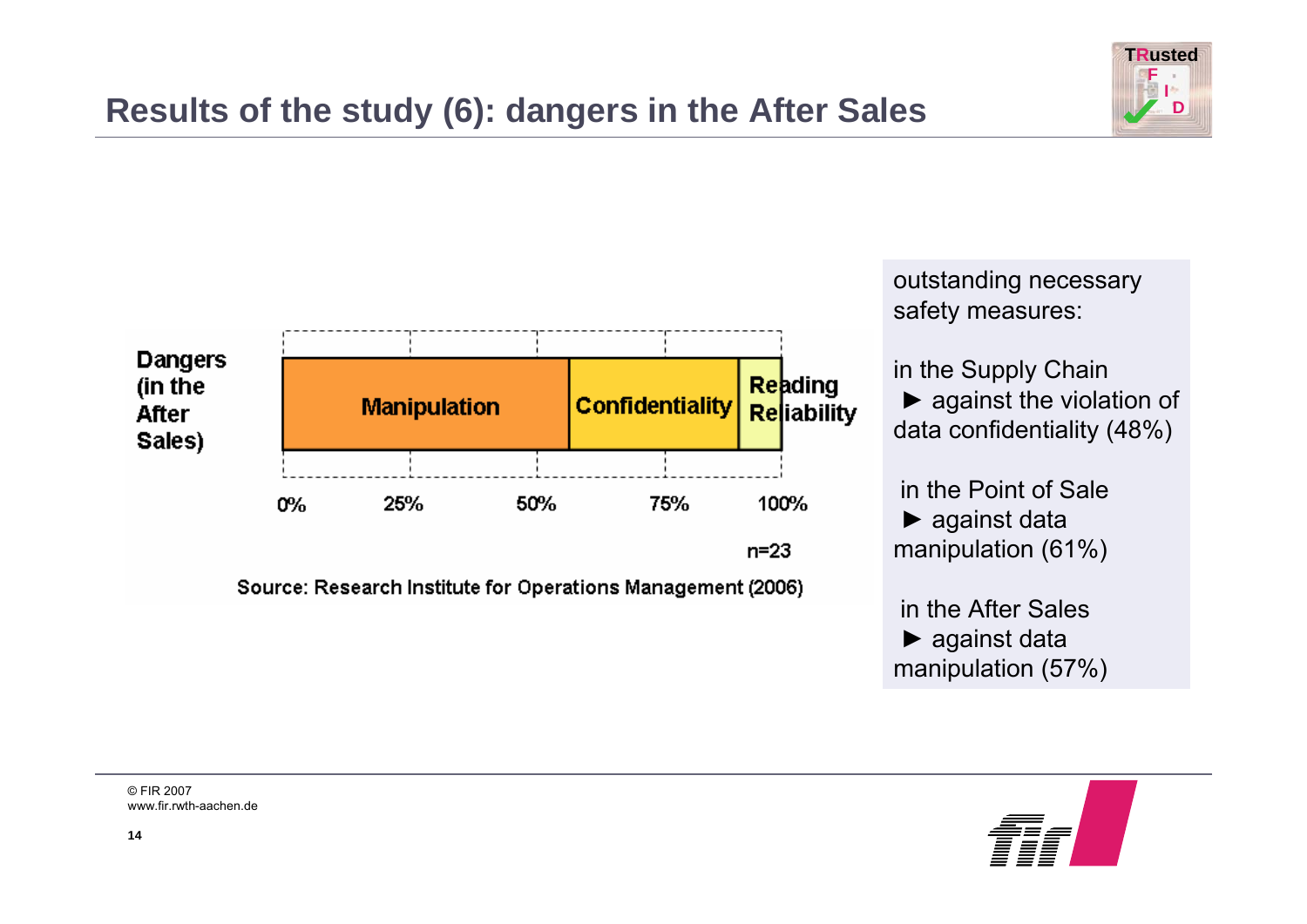# Results of the study (6): dangers in the After Sales

**Dangers (in the After Sales)**

| Manipulation | Confidentiality | Reading Reliability |
|---|---|---|

0% 25% 50% 75% 100%

n=23

Source: Research Institute for Operations Management (2006)

outstanding necessary safety measures:

in the Supply Chain
► against the violation of data confidentiality (48%)

in the Point of Sale
► against data manipulation (61%)

in the After Sales
► against data manipulation (57%)

© FIR 2007
www.fir.rwth-aachen.de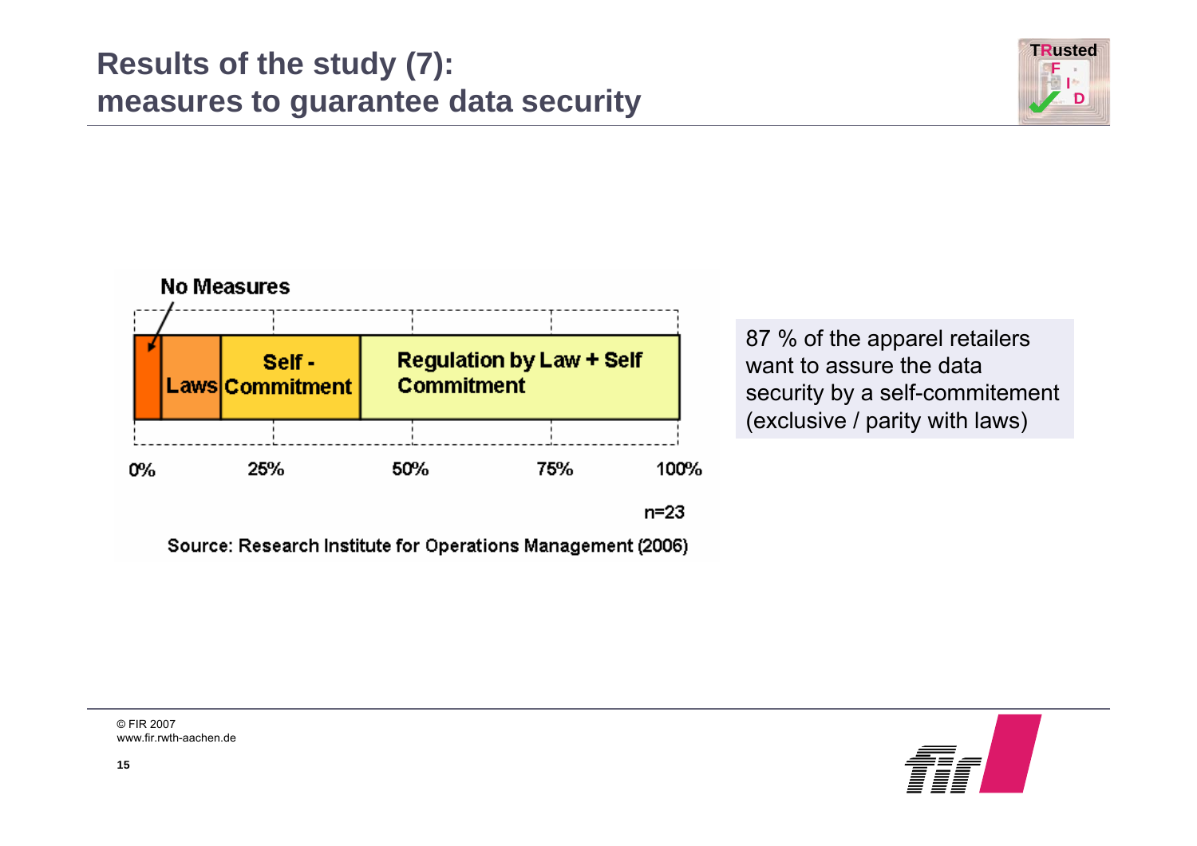# Results of the study (7): measures to guarantee data security

No Measures

| Laws | Self - Commitment | Regulation by Law + Self Commitment |
|---|---|---|

0% 25% 50% 75% 100%

n=23

Source: Research Institute for Operations Management (2006)

87 % of the apparel retailers want to assure the data security by a self-commitement (exclusive / parity with laws)

© FIR 2007
www.fir.rwth-aachen.de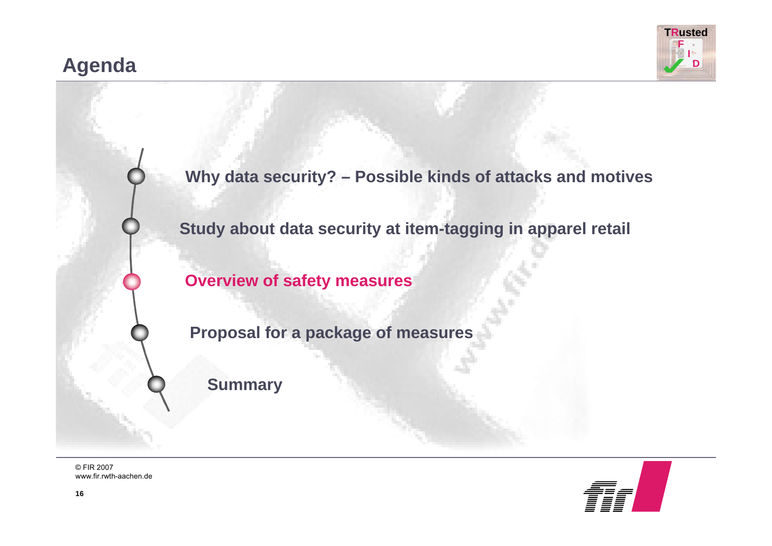# Agenda

- Why data security? – Possible kinds of attacks and motives
- Study about data security at item-tagging in apparel retail
- **Overview of safety measures**
- Proposal for a package of measures
- Summary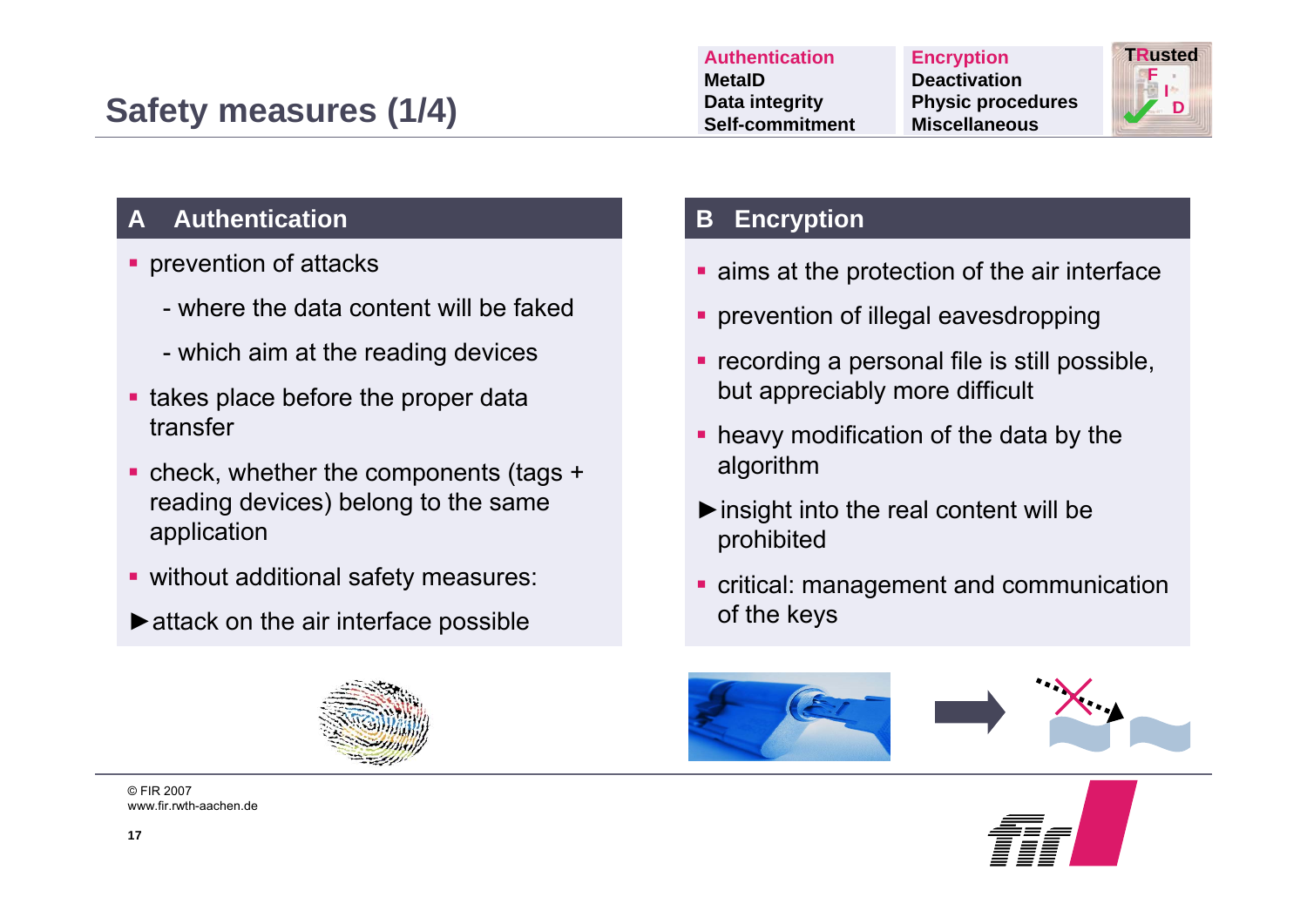# Safety measures (1/4)

**Authentication** | **Encryption**
**MetaID** | **Deactivation**
**Data integrity** | **Physic procedures**
**Self-commitment** | **Miscellaneous**

TRusted RFID

## A Authentication

- prevention of attacks
  - where the data content will be faked
  - which aim at the reading devices
- takes place before the proper data transfer
- check, whether the components (tags + reading devices) belong to the same application
- without additional safety measures:

►attack on the air interface possible

## B Encryption

- aims at the protection of the air interface
- prevention of illegal eavesdropping
- recording a personal file is still possible, but appreciably more difficult
- heavy modification of the data by the algorithm

►insight into the real content will be prohibited

- critical: management and communication of the keys

© FIR 2007
www.fir.rwth-aachen.de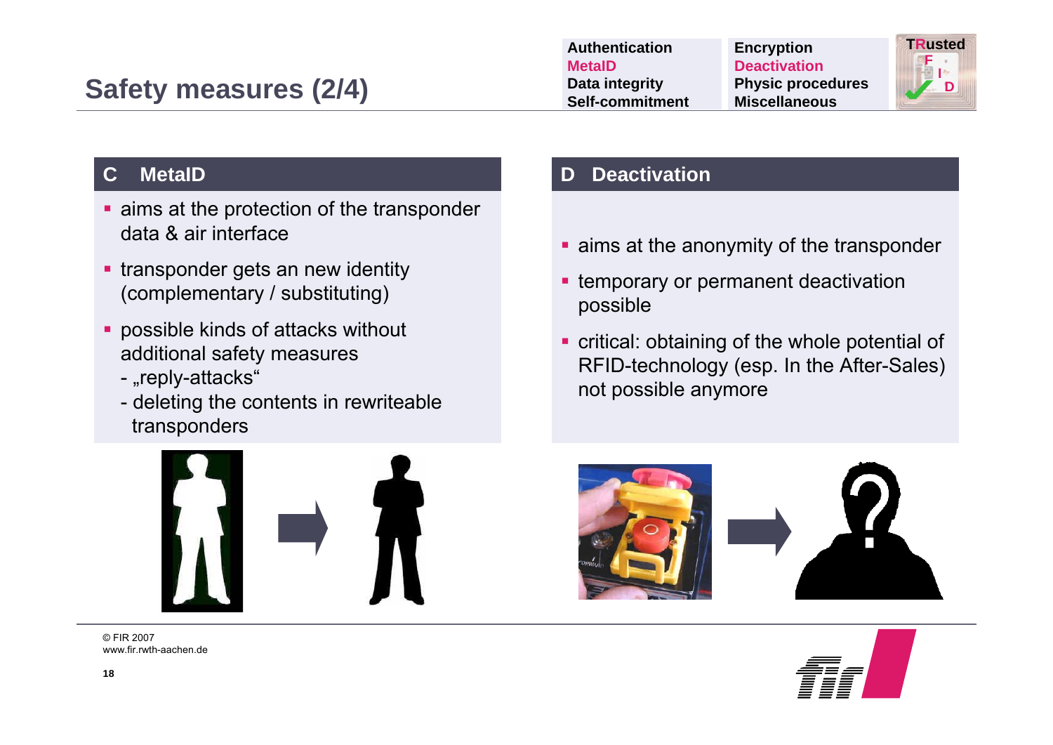# Safety measures (2/4)

| Authentication | Encryption |
| --- | --- |
| MetaID | Deactivation |
| Data integrity | Physic procedures |
| Self-commitment | Miscellaneous |

## C MetaID

- aims at the protection of the transponder data & air interface
- transponder gets an new identity (complementary / substituting)
- possible kinds of attacks without additional safety measures
  - „reply-attacks“
  - deleting the contents in rewriteable transponders

## D Deactivation

- aims at the anonymity of the transponder
- temporary or permanent deactivation possible
- critical: obtaining of the whole potential of RFID-technology (esp. In the After-Sales) not possible anymore

© FIR 2007
www.fir.rwth-aachen.de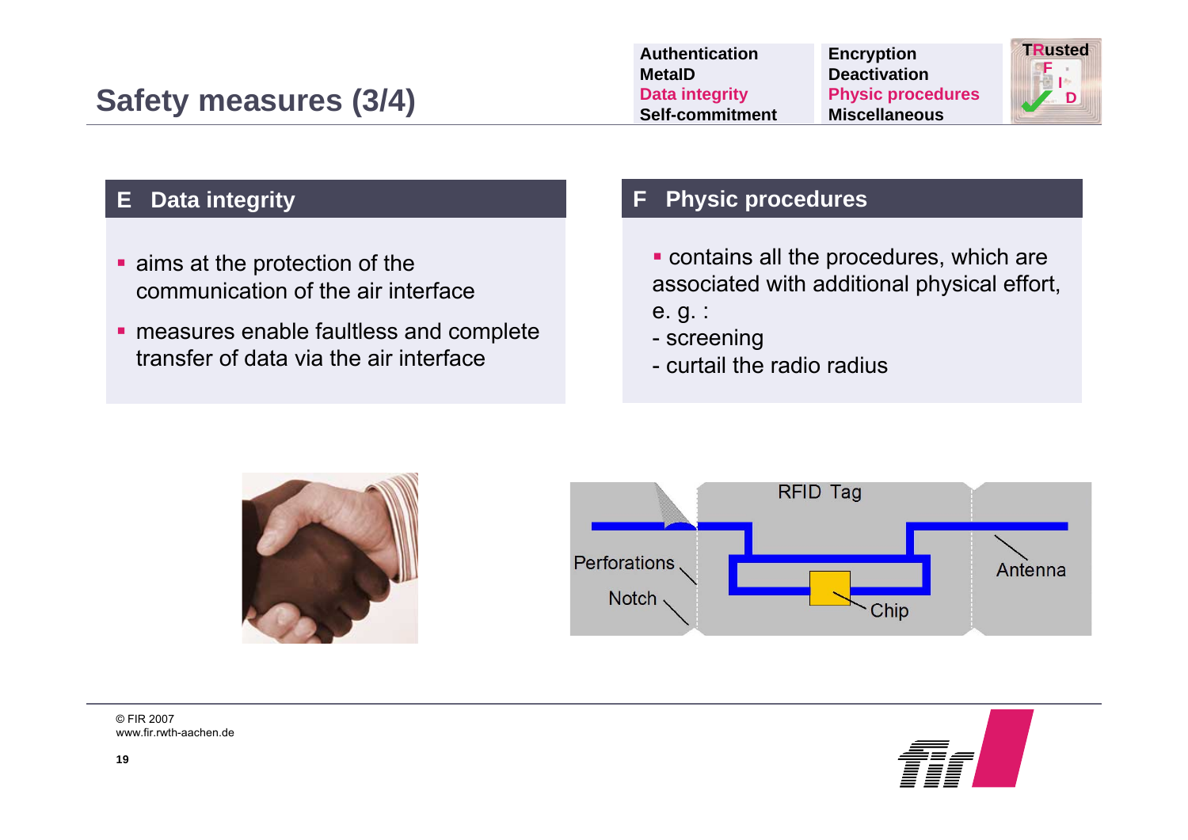# Safety measures (3/4)

| Authentication | Encryption |
| --- | --- |
| MetaID | Deactivation |
| Data integrity | Physic procedures |
| Self-commitment | Miscellaneous |

## E Data integrity

- aims at the protection of the communication of the air interface
- measures enable faultless and complete transfer of data via the air interface

## F Physic procedures

- contains all the procedures, which are associated with additional physical effort, e. g. :
  - screening
  - curtail the radio radius

RFID Tag

Perforations

Notch

Chip

Antenna

© FIR 2007
www.fir.rwth-aachen.de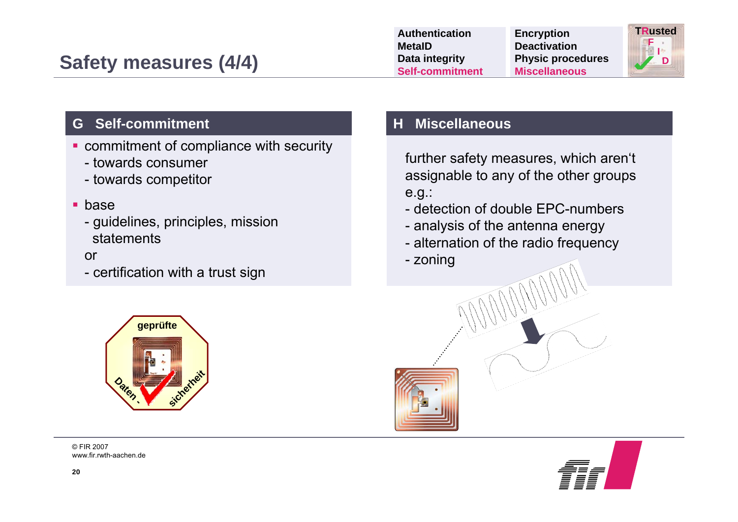# Safety measures (4/4)

| | |
|---|---|
| Authentication | Encryption |
| MetaID | Deactivation |
| Data integrity | Physic procedures |
| Self-commitment | Miscellaneous |

## G Self-commitment

- commitment of compliance with security
  - towards consumer
  - towards competitor
- base
  - guidelines, principles, mission statements

  or
  - certification with a trust sign

## H Miscellaneous

further safety measures, which aren't assignable to any of the other groups e.g.:

- detection of double EPC-numbers
- analysis of the antenna energy
- alternation of the radio frequency
- zoning

© FIR 2007
www.fir.rwth-aachen.de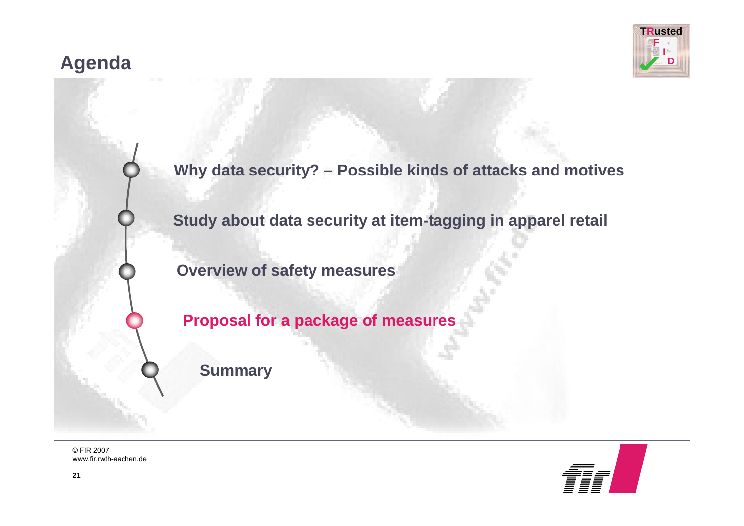# Agenda

- Why data security? – Possible kinds of attacks and motives
- Study about data security at item-tagging in apparel retail
- Overview of safety measures
- **Proposal for a package of measures**
- Summary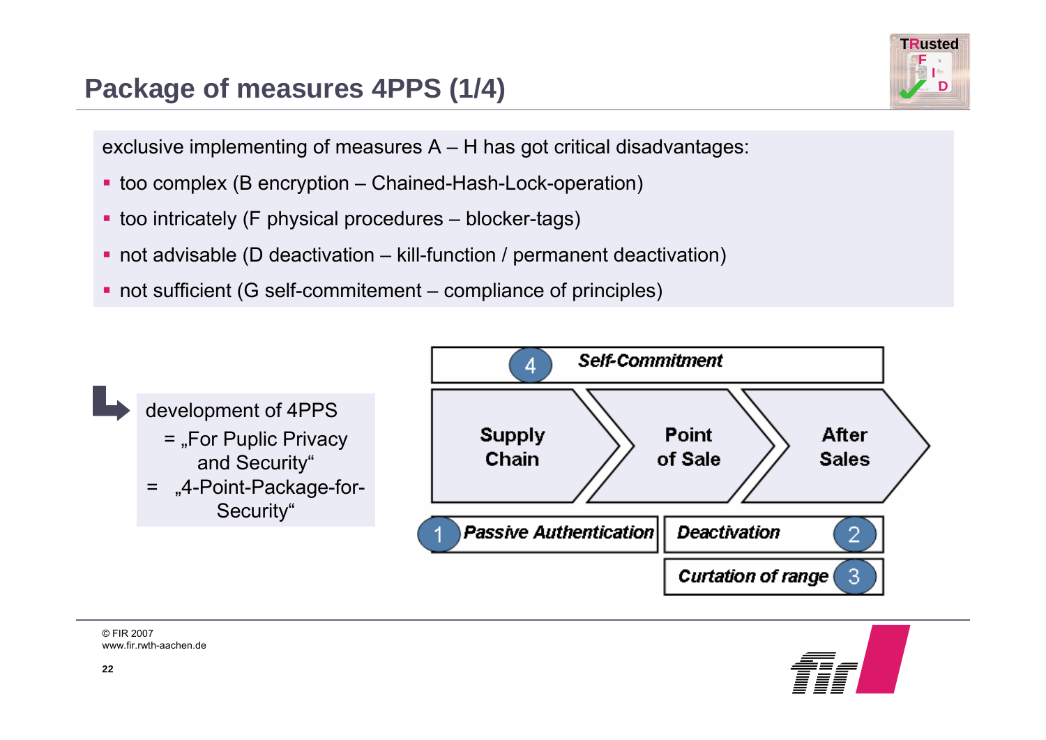# Package of measures 4PPS (1/4)

exclusive implementing of measures A – H has got critical disadvantages:

- too complex (B encryption – Chained-Hash-Lock-operation)
- too intricately (F physical procedures – blocker-tags)
- not advisable (D deactivation – kill-function / permanent deactivation)
- not sufficient (G self-commitement – compliance of principles)

development of 4PPS
= „For Puplic Privacy and Security"
= „4-Point-Package-for-Security"

4 *Self-Commitment*

Supply Chain → Point of Sale → After Sales

1 *Passive Authentication*

*Deactivation* 2

*Curtation of range* 3

© FIR 2007
www.fir.rwth-aachen.de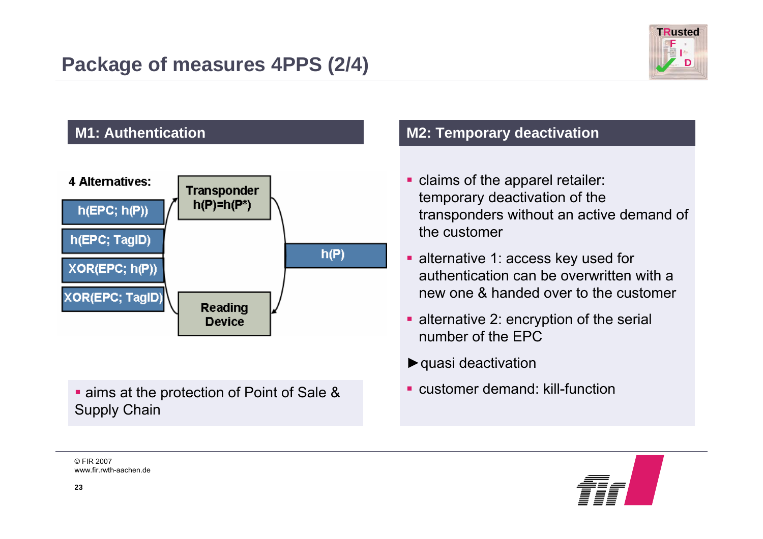# Package of measures 4PPS (2/4)

## M1: Authentication

**4 Alternatives:**

- h(EPC; h(P))
- h(EPC; TagID)
- XOR(EPC; h(P))
- XOR(EPC; TagID)

Transponder h(P)=h(P*)

h(P)

Reading Device

- aims at the protection of Point of Sale & Supply Chain

## M2: Temporary deactivation

- claims of the apparel retailer: temporary deactivation of the transponders without an active demand of the customer
- alternative 1: access key used for authentication can be overwritten with a new one & handed over to the customer
- alternative 2: encryption of the serial number of the EPC

►quasi deactivation

- customer demand: kill-function

© FIR 2007
www.fir.rwth-aachen.de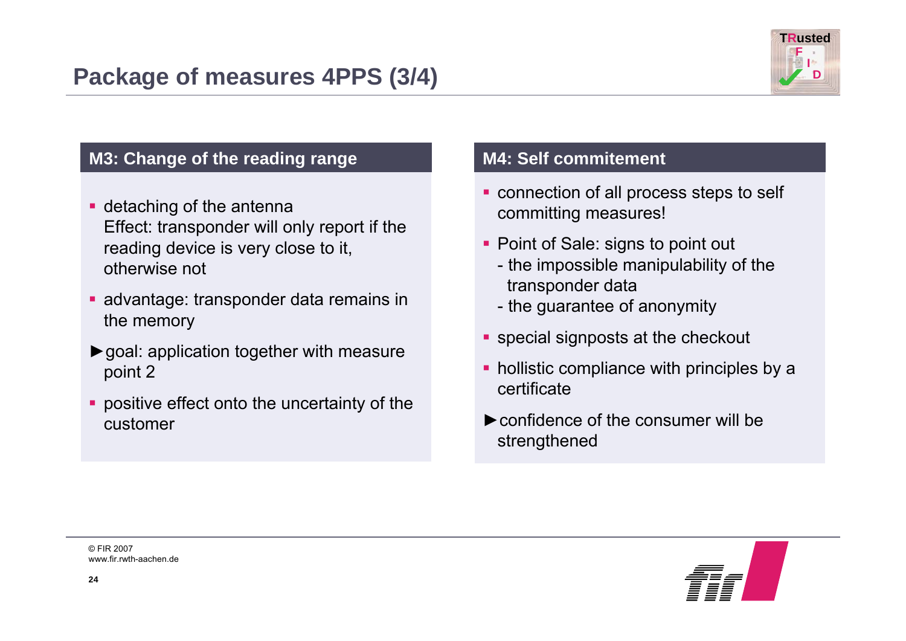# Package of measures 4PPS (3/4)

## M3: Change of the reading range

- detaching of the antenna
  Effect: transponder will only report if the reading device is very close to it, otherwise not
- advantage: transponder data remains in the memory

►goal: application together with measure point 2

- positive effect onto the uncertainty of the customer

## M4: Self commitement

- connection of all process steps to self committing measures!
- Point of Sale: signs to point out
  - the impossible manipulability of the transponder data
  - the guarantee of anonymity
- special signposts at the checkout
- hollistic compliance with principles by a certificate

►confidence of the consumer will be strengthened

© FIR 2007
www.fir.rwth-aachen.de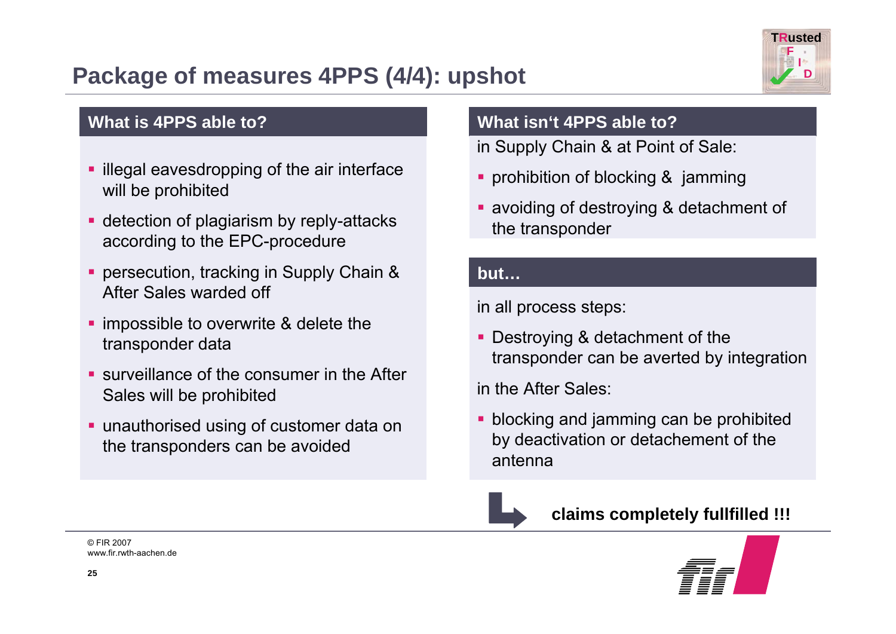# Package of measures 4PPS (4/4): upshot

## What is 4PPS able to?

- illegal eavesdropping of the air interface will be prohibited
- detection of plagiarism by reply-attacks according to the EPC-procedure
- persecution, tracking in Supply Chain & After Sales warded off
- impossible to overwrite & delete the transponder data
- surveillance of the consumer in the After Sales will be prohibited
- unauthorised using of customer data on the transponders can be avoided

## What isn‘t 4PPS able to?

in Supply Chain & at Point of Sale:

- prohibition of blocking & jamming
- avoiding of destroying & detachment of the transponder

## but…

in all process steps:

- Destroying & detachment of the transponder can be averted by integration

in the After Sales:

- blocking and jamming can be prohibited by deactivation or detachement of the antenna

**claims completely fullfilled !!!**

© FIR 2007
www.fir.rwth-aachen.de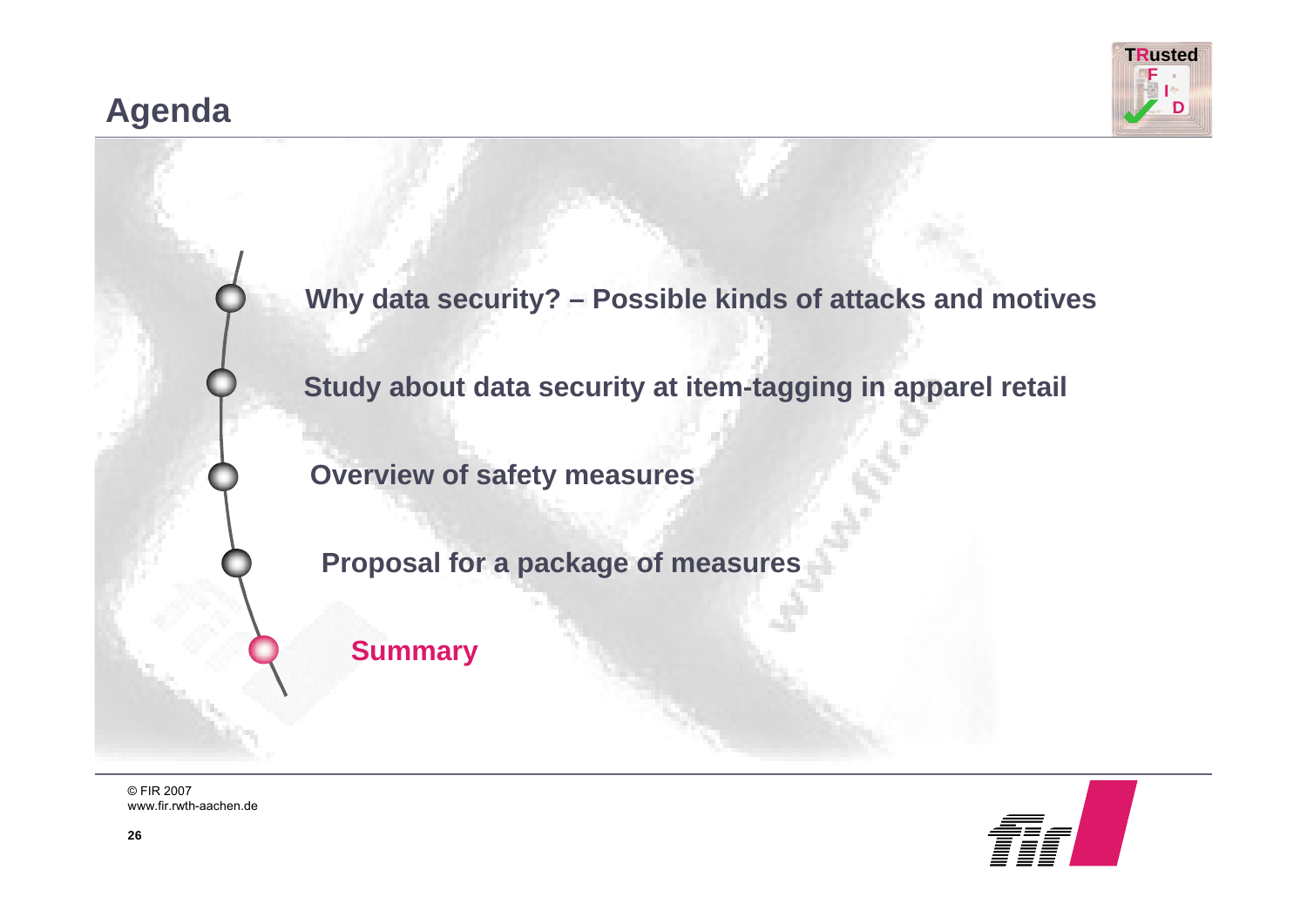# Agenda

- Why data security? – Possible kinds of attacks and motives
- Study about data security at item-tagging in apparel retail
- Overview of safety measures
- Proposal for a package of measures
- **Summary**

© FIR 2007
www.fir.rwth-aachen.de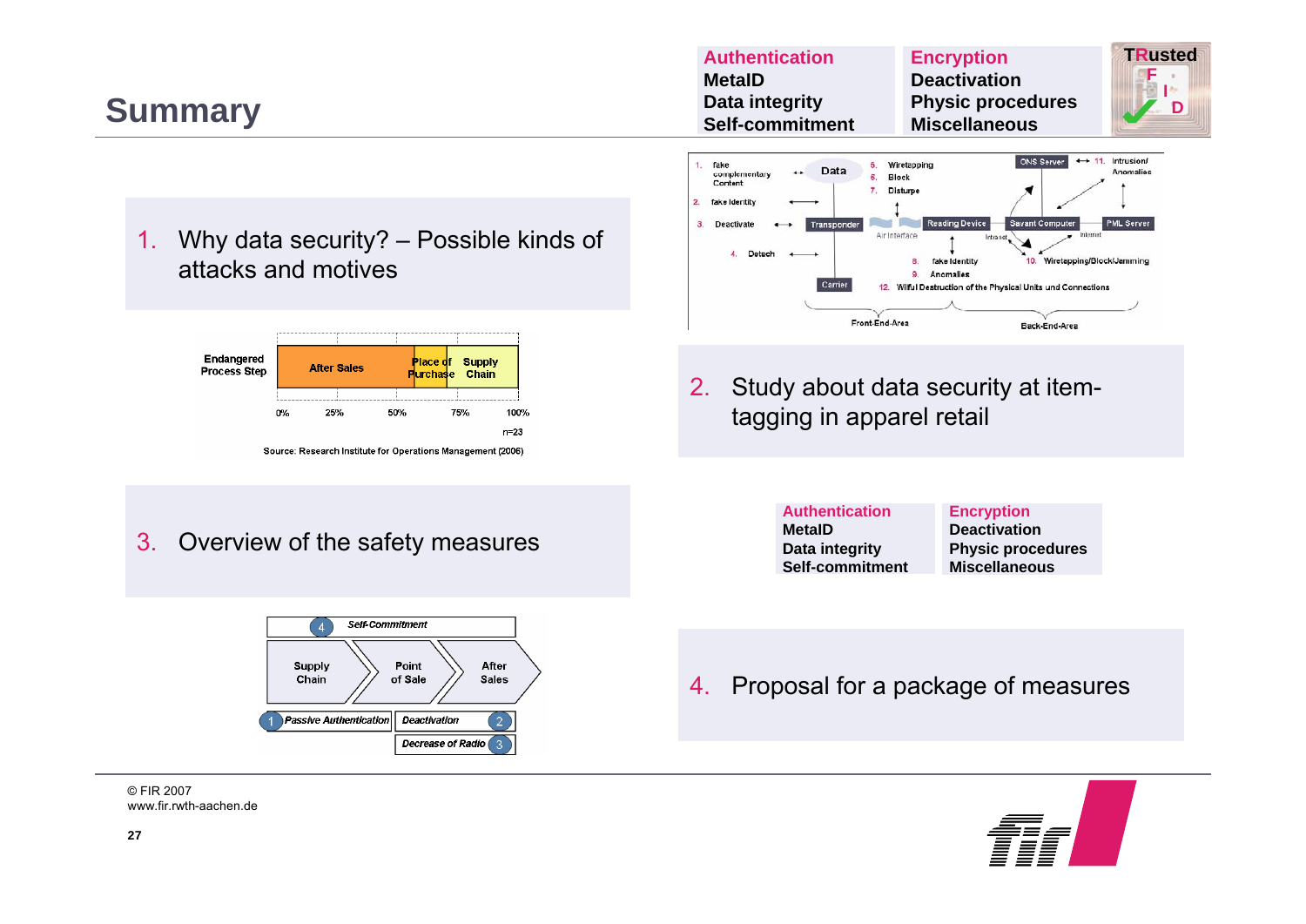# Summary

**Authentication**
**MetaID**
**Data integrity**
**Self-commitment**

**Encryption**
**Deactivation**
**Physic procedures**
**Miscellaneous**

1. Why data security? – Possible kinds of attacks and motives

Endangered Process Step: After Sales | Place of Purchase | Supply Chain

0% 25% 50% 75% 100%

n=23

Source: Research Institute for Operations Management (2006)

1. fake complementary Content
2. fake Identity
3. Deactivate
4. Detach
5. Wiretapping
6. Block
7. Disturpe
8. fake Identity
9. Anomalies
10. Wiretapping/Block/Jamming
11. Intrusion/Anomalies
12. Wilful Destruction of the Physical Units und Connections

Data, Transponder, Carrier, Air Interface, Reading Device, Intranet, Savant Computer, Internet, ONS Server, PML Server

Front-End-Area — Back-End-Area

2. Study about data security at item-tagging in apparel retail

3. Overview of the safety measures

**Authentication**
**MetaID**
**Data integrity**
**Self-commitment**

**Encryption**
**Deactivation**
**Physic procedures**
**Miscellaneous**

4 Self-Commitment

Supply Chain → Point of Sale → After Sales

1 Passive Authentication

2 Deactivation

3 Decrease of Radio

4. Proposal for a package of measures

© FIR 2007
www.fir.rwth-aachen.de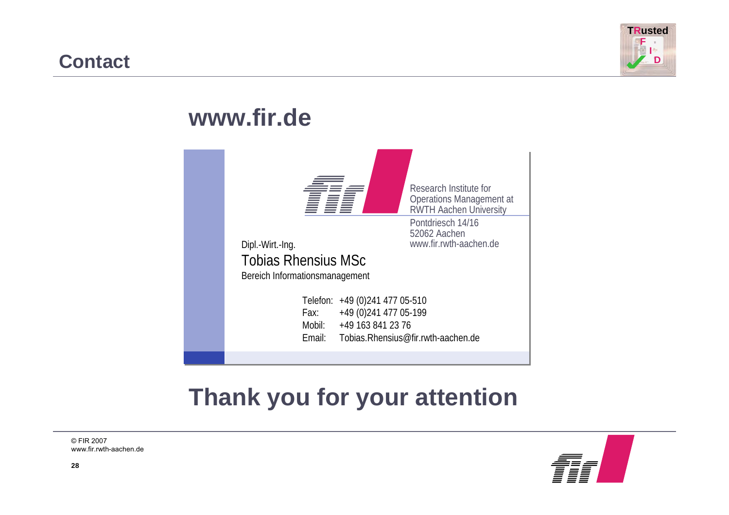## Contact

## www.fir.de

Research Institute for Operations Management at RWTH Aachen University

Pontdriesch 14/16
52062 Aachen
www.fir.rwth-aachen.de

Dipl.-Wirt.-Ing.
Tobias Rhensius MSc
Bereich Informationsmanagement

Telefon: +49 (0)241 477 05-510
Fax: +49 (0)241 477 05-199
Mobil: +49 163 841 23 76
Email: Tobias.Rhensius@fir.rwth-aachen.de

## Thank you for your attention